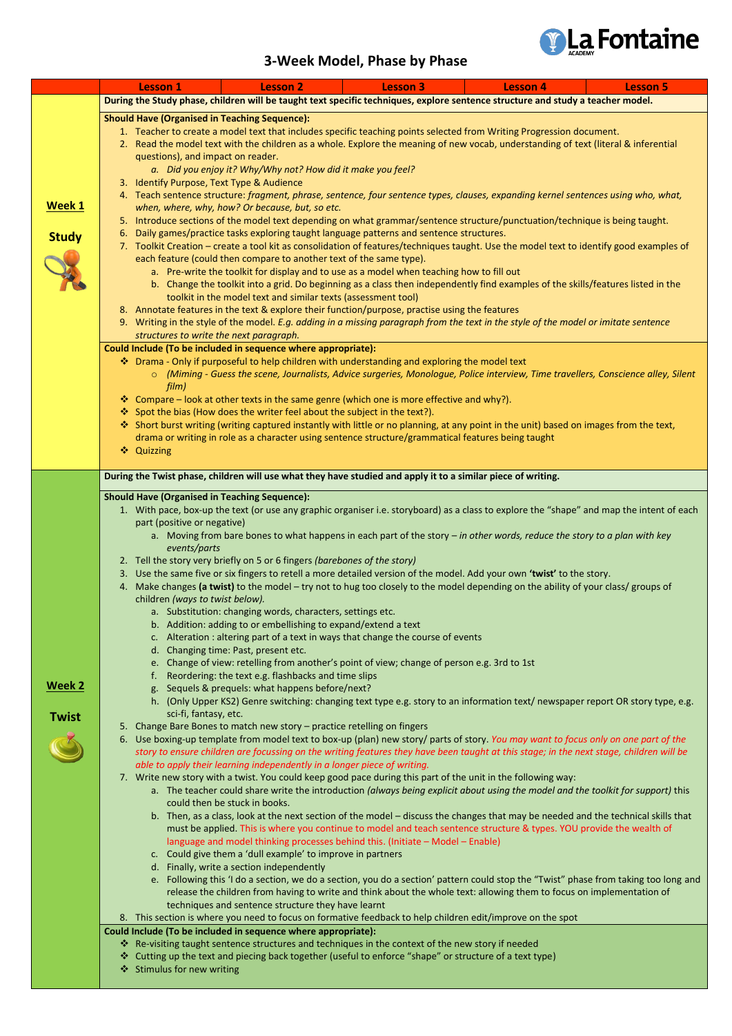La Fontaine ACADEMY

# 3-Week Model, Phase by Phase

| | Lesson 1 | Lesson 2 | Lesson 3 | Lesson 4 | Lesson 5 |
|---|---|---|---|---|---|

## Week 1 – Study

**During the Study phase, children will be taught text specific techniques, explore sentence structure and study a teacher model.**

**Should Have (Organised in Teaching Sequence):**

1. Teacher to create a model text that includes specific teaching points selected from Writing Progression document.
2. Read the model text with the children as a whole. Explore the meaning of new vocab, understanding of text (literal & inferential questions), and impact on reader.
   a. *Did you enjoy it? Why/Why not? How did it make you feel?*
3. Identify Purpose, Text Type & Audience
4. Teach sentence structure: *fragment, phrase, sentence, four sentence types, clauses, expanding kernel sentences using who, what, when, where, why, how? Or because, but, so etc.*
5. Introduce sections of the model text depending on what grammar/sentence structure/punctuation/technique is being taught.
6. Daily games/practice tasks exploring taught language patterns and sentence structures.
7. Toolkit Creation – create a tool kit as consolidation of features/techniques taught. Use the model text to identify good examples of each feature (could then compare to another text of the same type).
   a. Pre-write the toolkit for display and to use as a model when teaching how to fill out
   b. Change the toolkit into a grid. Do beginning as a class then independently find examples of the skills/features listed in the toolkit in the model text and similar texts (assessment tool)
8. Annotate features in the text & explore their function/purpose, practise using the features
9. Writing in the style of the model. *E.g. adding in a missing paragraph from the text in the style of the model or imitate sentence structures to write the next paragraph.*

**Could Include (To be included in sequence where appropriate):**

- Drama - Only if purposeful to help children with understanding and exploring the model text
  - *(Miming - Guess the scene, Journalists, Advice surgeries, Monologue, Police interview, Time travellers, Conscience alley, Silent film)*
- Compare – look at other texts in the same genre (which one is more effective and why?).
- Spot the bias (How does the writer feel about the subject in the text?).
- Short burst writing (writing captured instantly with little or no planning, at any point in the unit) based on images from the text, drama or writing in role as a character using sentence structure/grammatical features being taught
- Quizzing

## Week 2 – Twist

**During the Twist phase, children will use what they have studied and apply it to a similar piece of writing.**

**Should Have (Organised in Teaching Sequence):**

1. With pace, box-up the text (or use any graphic organiser i.e. storyboard) as a class to explore the "shape" and map the intent of each part (positive or negative)
   a. Moving from bare bones to what happens in each part of the story – *in other words, reduce the story to a plan with key events/parts*
2. Tell the story very briefly on 5 or 6 fingers *(barebones of the story)*
3. Use the same five or six fingers to retell a more detailed version of the model. Add your own **'twist'** to the story.
4. Make changes **(a twist)** to the model – try not to hug too closely to the model depending on the ability of your class/ groups of children *(ways to twist below).*
   a. Substitution: changing words, characters, settings etc.
   b. Addition: adding to or embellishing to expand/extend a text
   c. Alteration : altering part of a text in ways that change the course of events
   d. Changing time: Past, present etc.
   e. Change of view: retelling from another's point of view; change of person e.g. 3rd to 1st
   f. Reordering: the text e.g. flashbacks and time slips
   g. Sequels & prequels: what happens before/next?
   h. (Only Upper KS2) Genre switching: changing text type e.g. story to an information text/ newspaper report OR story type, e.g. sci-fi, fantasy, etc.
5. Change Bare Bones to match new story – practice retelling on fingers
6. Use boxing-up template from model text to box-up (plan) new story/ parts of story. *You may want to focus only on one part of the story to ensure children are focussing on the writing features they have been taught at this stage; in the next stage, children will be able to apply their learning independently in a longer piece of writing.*
7. Write new story with a twist. You could keep good pace during this part of the unit in the following way:
   a. The teacher could share write the introduction *(always being explicit about using the model and the toolkit for support)* this could then be stuck in books.
   b. Then, as a class, look at the next section of the model – discuss the changes that may be needed and the technical skills that must be applied. This is where you continue to model and teach sentence structure & types. YOU provide the wealth of language and model thinking processes behind this. (Initiate – Model – Enable)
   c. Could give them a 'dull example' to improve in partners
   d. Finally, write a section independently
   e. Following this 'I do a section, we do a section, you do a section' pattern could stop the "Twist" phase from taking too long and release the children from having to write and think about the whole text: allowing them to focus on implementation of techniques and sentence structure they have learnt
8. This section is where you need to focus on formative feedback to help children edit/improve on the spot

**Could Include (To be included in sequence where appropriate):**

- Re-visiting taught sentence structures and techniques in the context of the new story if needed
- Cutting up the text and piecing back together (useful to enforce "shape" or structure of a text type)
- Stimulus for new writing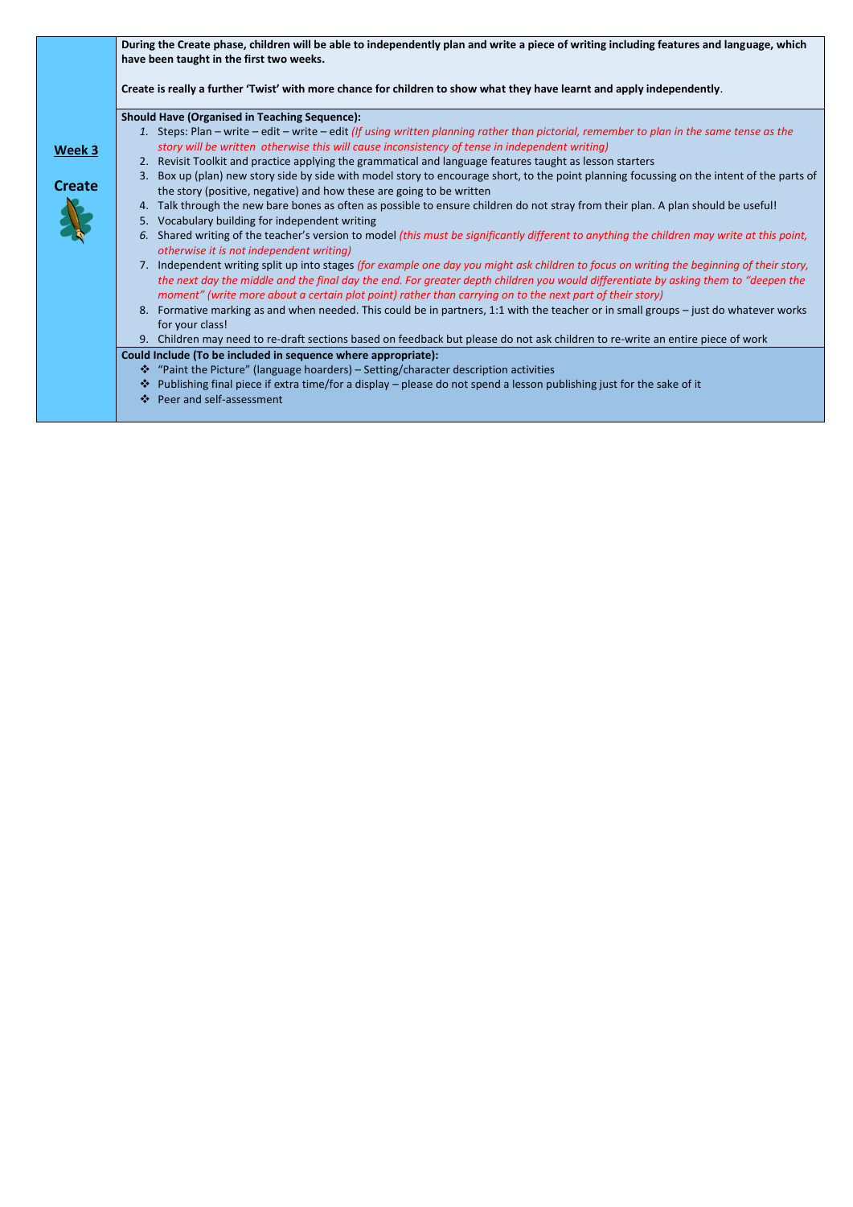| | |
|---|---|
| **Week 3**<br><br>**Create** | **During the Create phase, children will be able to independently plan and write a piece of writing including features and language, which have been taught in the first two weeks.**<br><br>**Create is really a further 'Twist' with more chance for children to show what they have learnt and apply independently**. |
| | **Should Have (Organised in Teaching Sequence):**<br>1. Steps: Plan – write – edit – write – edit *(If using written planning rather than pictorial, remember to plan in the same tense as the story will be written otherwise this will cause inconsistency of tense in independent writing)*<br>2. Revisit Toolkit and practice applying the grammatical and language features taught as lesson starters<br>3. Box up (plan) new story side by side with model story to encourage short, to the point planning focussing on the intent of the parts of the story (positive, negative) and how these are going to be written<br>4. Talk through the new bare bones as often as possible to ensure children do not stray from their plan. A plan should be useful!<br>5. Vocabulary building for independent writing<br>6. Shared writing of the teacher's version to model *(this must be significantly different to anything the children may write at this point, otherwise it is not independent writing)*<br>7. Independent writing split up into stages *(for example one day you might ask children to focus on writing the beginning of their story, the next day the middle and the final day the end. For greater depth children you would differentiate by asking them to "deepen the moment" (write more about a certain plot point) rather than carrying on to the next part of their story)*<br>8. Formative marking as and when needed. This could be in partners, 1:1 with the teacher or in small groups – just do whatever works for your class!<br>9. Children may need to re-draft sections based on feedback but please do not ask children to re-write an entire piece of work |
| | **Could Include (To be included in sequence where appropriate):**<br>❖ "Paint the Picture" (language hoarders) – Setting/character description activities<br>❖ Publishing final piece if extra time/for a display – please do not spend a lesson publishing just for the sake of it<br>❖ Peer and self-assessment |